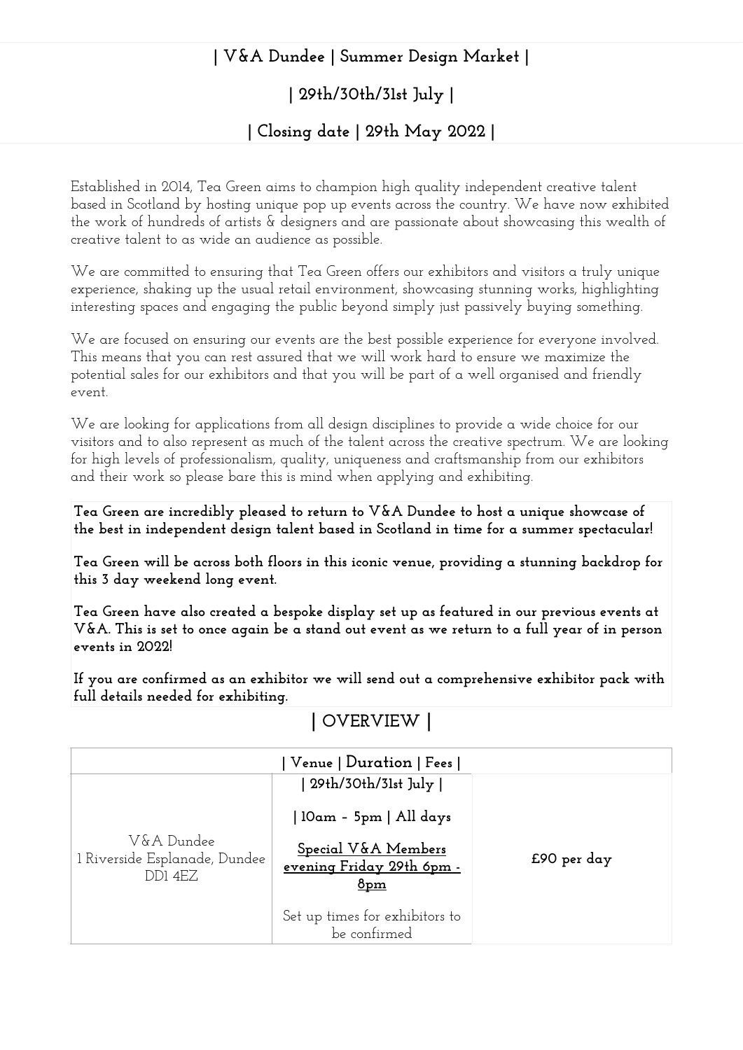## | V&A Dundee | Summer Design Market |

## | 29th/30th/31st July |

## | Closing date | 29th May 2022 |

Established in 2014, Tea Green aims to champion high quality independent creative talent based in Scotland by hosting unique pop up events across the country. We have now exhibited the work of hundreds of artists & designers and are passionate about showcasing this wealth of creative talent to as wide an audience as possible.

We are committed to ensuring that Tea Green offers our exhibitors and visitors a truly unique experience, shaking up the usual retail environment, showcasing stunning works, highlighting interesting spaces and engaging the public beyond simply just passively buying something.

We are focused on ensuring our events are the best possible experience for everyone involved. This means that you can rest assured that we will work hard to ensure we maximize the potential sales for our exhibitors and that you will be part of a well organised and friendly event.

We are looking for applications from all design disciplines to provide a wide choice for our visitors and to also represent as much of the talent across the creative spectrum. We are looking for high levels of professionalism, quality, uniqueness and craftsmanship from our exhibitors and their work so please bare this is mind when applying and exhibiting.

**Tea Green are incredibly pleased to return to V&A Dundee to host a unique showcase of the best in independent design talent based in Scotland in time for a summer spectacular!**

**Tea Green will be across both floors in this iconic venue, providing a stunning backdrop for this 3 day weekend long event.**

**Tea Green have also created a bespoke display set up as featured in our previous events at V&A. This is set to once again be a stand out event as we return to a full year of in person events in 2022!**

**If you are confirmed as an exhibitor we will send out a comprehensive exhibitor pack with full details needed for exhibiting.**

## | OVERVIEW |

| Venue | Duration | Fees |
|---|---|---|
| V&A Dundee<br>1 Riverside Esplanade, Dundee<br>DD1 4EZ | \| 29th/30th/31st July \|<br><br>\| 10am - 5pm \| All days<br><br>Special V&A Members evening Friday 29th 6pm - 8pm<br><br>Set up times for exhibitors to be confirmed | £90 per day |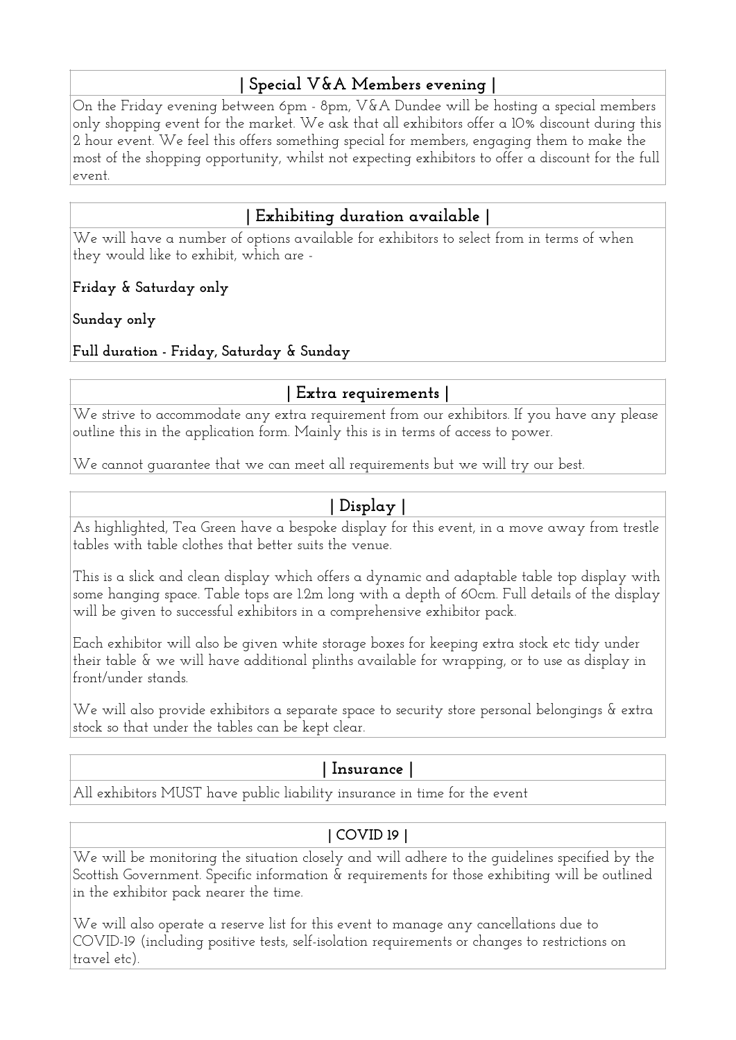## | Special V&A Members evening |

On the Friday evening between 6pm - 8pm, V&A Dundee will be hosting a special members only shopping event for the market. We ask that all exhibitors offer a 10% discount during this 2 hour event. We feel this offers something special for members, engaging them to make the most of the shopping opportunity, whilst not expecting exhibitors to offer a discount for the full event.

## | Exhibiting duration available |

We will have a number of options available for exhibitors to select from in terms of when they would like to exhibit, which are -

**Friday & Saturday only**

**Sunday only**

**Full duration - Friday, Saturday & Sunday**

## | Extra requirements |

We strive to accommodate any extra requirement from our exhibitors. If you have any please outline this in the application form. Mainly this is in terms of access to power.

We cannot guarantee that we can meet all requirements but we will try our best.

## | Display |

As highlighted, Tea Green have a bespoke display for this event, in a move away from trestle tables with table clothes that better suits the venue.

This is a slick and clean display which offers a dynamic and adaptable table top display with some hanging space. Table tops are 1.2m long with a depth of 60cm. Full details of the display will be given to successful exhibitors in a comprehensive exhibitor pack.

Each exhibitor will also be given white storage boxes for keeping extra stock etc tidy under their table & we will have additional plinths available for wrapping, or to use as display in front/under stands.

We will also provide exhibitors a separate space to security store personal belongings & extra stock so that under the tables can be kept clear.

## | Insurance |

All exhibitors MUST have public liability insurance in time for the event

## | COVID 19 |

We will be monitoring the situation closely and will adhere to the guidelines specified by the Scottish Government. Specific information & requirements for those exhibiting will be outlined in the exhibitor pack nearer the time.

We will also operate a reserve list for this event to manage any cancellations due to COVID-19 (including positive tests, self-isolation requirements or changes to restrictions on travel etc).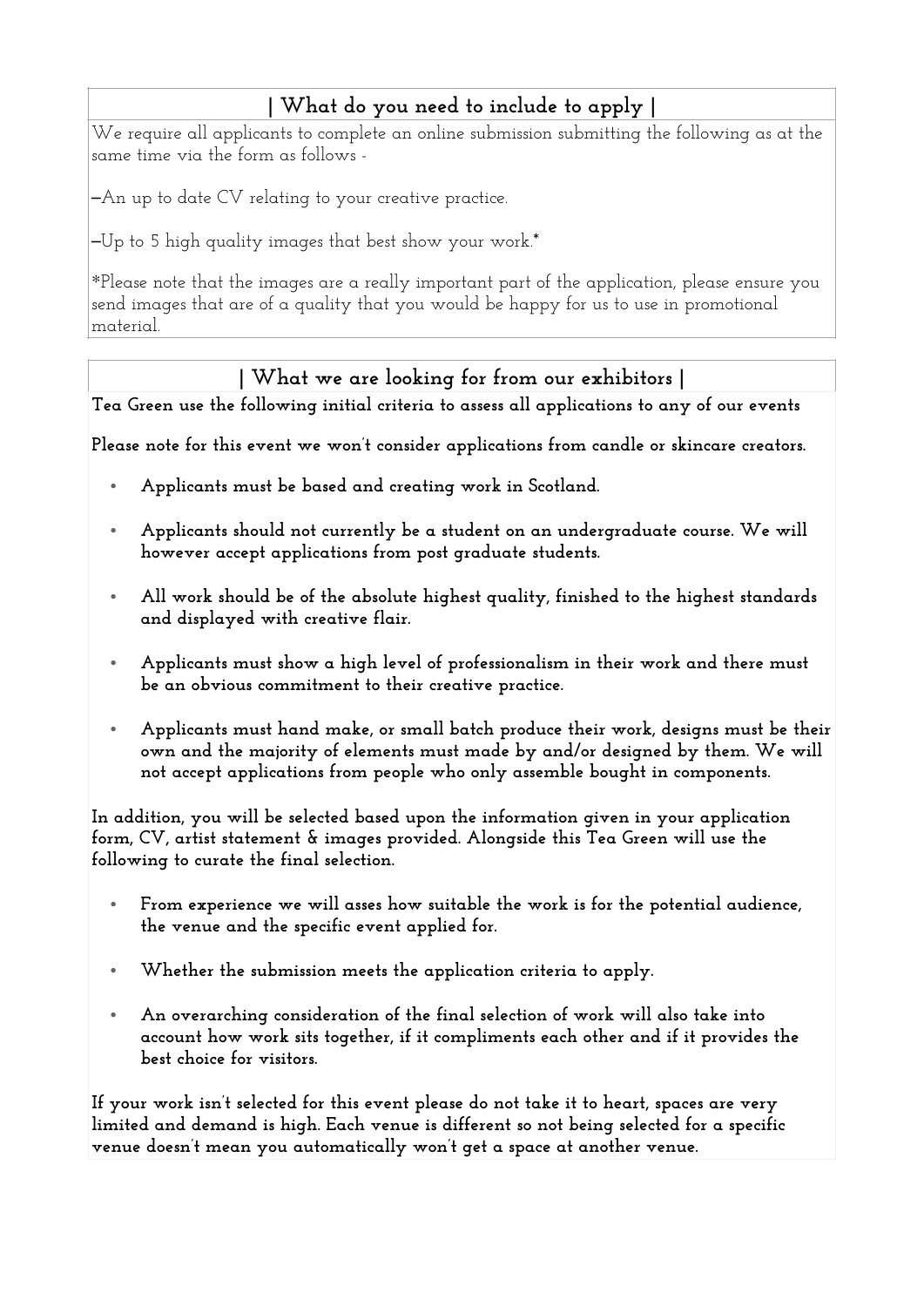## | What do you need to include to apply |

We require all applicants to complete an online submission submitting the following as at the same time via the form as follows -

–An up to date CV relating to your creative practice.

–Up to 5 high quality images that best show your work.*

*Please note that the images are a really important part of the application, please ensure you send images that are of a quality that you would be happy for us to use in promotional material.

## | What we are looking for from our exhibitors |

**Tea Green use the following initial criteria to assess all applications to any of our events**

**Please note for this event we won't consider applications from candle or skincare creators.**

- **Applicants must be based and creating work in Scotland.**
- **Applicants should not currently be a student on an undergraduate course. We will however accept applications from post graduate students.**
- **All work should be of the absolute highest quality, finished to the highest standards and displayed with creative flair.**
- **Applicants must show a high level of professionalism in their work and there must be an obvious commitment to their creative practice.**
- **Applicants must hand make, or small batch produce their work, designs must be their own and the majority of elements must made by and/or designed by them. We will not accept applications from people who only assemble bought in components.**

**In addition, you will be selected based upon the information given in your application form, CV, artist statement & images provided. Alongside this Tea Green will use the following to curate the final selection.**

- **From experience we will asses how suitable the work is for the potential audience, the venue and the specific event applied for.**
- **Whether the submission meets the application criteria to apply.**
- **An overarching consideration of the final selection of work will also take into account how work sits together, if it compliments each other and if it provides the best choice for visitors.**

**If your work isn't selected for this event please do not take it to heart, spaces are very limited and demand is high. Each venue is different so not being selected for a specific venue doesn't mean you automatically won't get a space at another venue.**